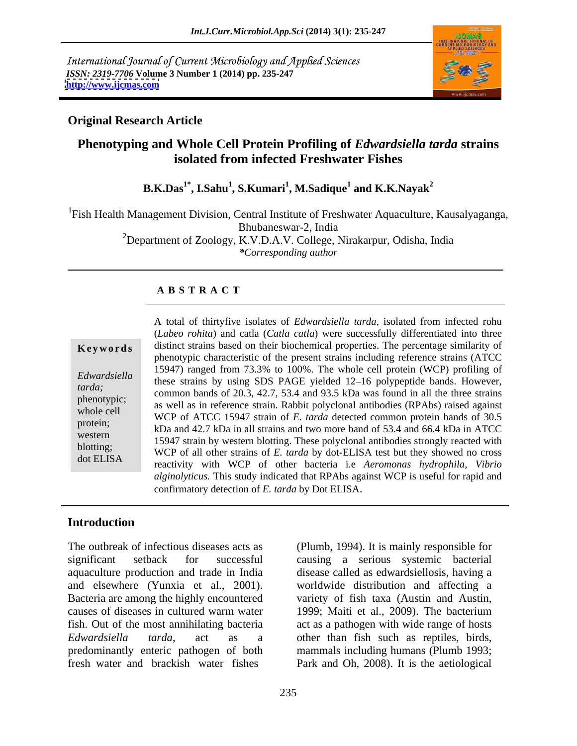International Journal of Current Microbiology and Applied Sciences
*ISSN: 2319-7706* **Volume 3 Number 1 (2014) pp. 235-247**
**http://www.ijcmas.com**

**Original Research Article**

# Phenotyping and Whole Cell Protein Profiling of *Edwardsiella tarda* strains isolated from infected Freshwater Fishes

**B.K.Das[1*], I.Sahu[1], S.Kumari[1], M.Sadique[1] and K.K.Nayak[2]**

[1]Fish Health Management Division, Central Institute of Freshwater Aquaculture, Kausalyaganga, Bhubaneswar-2, India

[2]Department of Zoology, K.V.D.A.V. College, Nirakarpur, Odisha, India

*\*Corresponding author*

## ABSTRACT

**Keywords**

*Edwardsiella tarda;* phenotypic; whole cell protein; western blotting; dot ELISA

A total of thirtyfive isolates of *Edwardsiella tarda*, isolated from infected rohu (*Labeo rohita*) and catla (*Catla catla*) were successfully differentiated into three distinct strains based on their biochemical properties. The percentage similarity of phenotypic characteristic of the present strains including reference strains (ATCC 15947) ranged from 73.3% to 100%. The whole cell protein (WCP) profiling of these strains by using SDS PAGE yielded 12–16 polypeptide bands. However, common bands of 20.3, 42.7, 53.4 and 93.5 kDa was found in all the three strains as well as in reference strain. Rabbit polyclonal antibodies (RPAbs) raised against WCP of ATCC 15947 strain of *E. tarda* detected common protein bands of 30.5 kDa and 42.7 kDa in all strains and two more band of 53.4 and 66.4 kDa in ATCC 15947 strain by western blotting. These polyclonal antibodies strongly reacted with WCP of all other strains of *E. tarda* by dot-ELISA test but they showed no cross reactivity with WCP of other bacteria i.e *Aeromonas hydrophila, Vibrio alginolyticus.* This study indicated that RPAbs against WCP is useful for rapid and confirmatory detection of *E. tarda* by Dot ELISA.

## Introduction

The outbreak of infectious diseases acts as significant setback for successful aquaculture production and trade in India and elsewhere (Yunxia et al., 2001). Bacteria are among the highly encountered causes of diseases in cultured warm water fish. Out of the most annihilating bacteria *Edwardsiella tarda*, act as a predominantly enteric pathogen of both fresh water and brackish water fishes (Plumb, 1994). It is mainly responsible for causing a serious systemic bacterial disease called as edwardsiellosis, having a worldwide distribution and affecting a variety of fish taxa (Austin and Austin, 1999; Maiti et al., 2009). The bacterium act as a pathogen with wide range of hosts other than fish such as reptiles, birds, mammals including humans (Plumb 1993; Park and Oh, 2008). It is the aetiological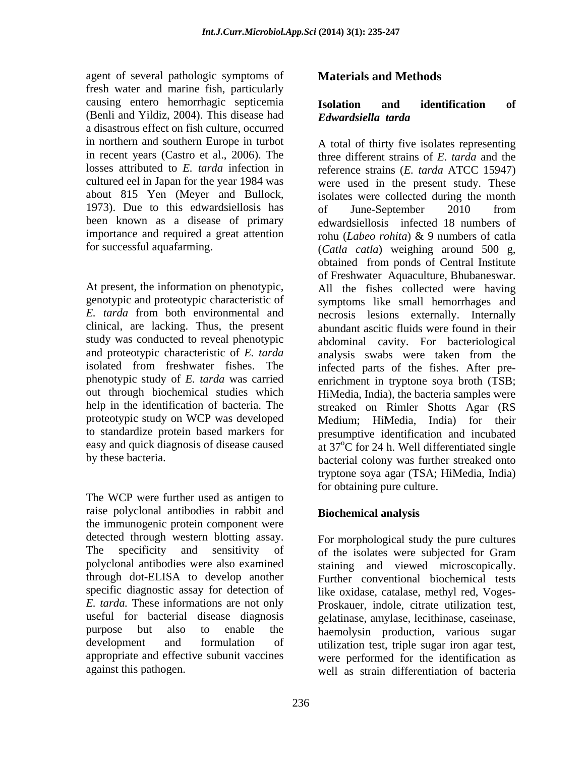agent of several pathologic symptoms of fresh water and marine fish, particularly causing entero hemorrhagic septicemia (Benli and Yildiz, 2004). This disease had a disastrous effect on fish culture, occurred in northern and southern Europe in turbot in recent years (Castro et al., 2006). The losses attributed to *E. tarda* infection in cultured eel in Japan for the year 1984 was about 815 Yen (Meyer and Bullock, 1973). Due to this edwardsiellosis has been known as a disease of primary importance and required a great attention for successful aquafarming.

At present, the information on phenotypic, genotypic and proteotypic characteristic of *E. tarda* from both environmental and clinical, are lacking. Thus, the present study was conducted to reveal phenotypic and proteotypic characteristic of *E. tarda* isolated from freshwater fishes. The phenotypic study of *E. tarda* was carried out through biochemical studies which help in the identification of bacteria. The proteotypic study on WCP was developed to standardize protein based markers for easy and quick diagnosis of disease caused by these bacteria.

The WCP were further used as antigen to raise polyclonal antibodies in rabbit and the immunogenic protein component were detected through western blotting assay. The specificity and sensitivity of polyclonal antibodies were also examined through dot-ELISA to develop another specific diagnostic assay for detection of *E. tarda*. These informations are not only useful for bacterial disease diagnosis purpose but also to enable the development and formulation of appropriate and effective subunit vaccines against this pathogen.

## Materials and Methods

### Isolation and identification of *Edwardsiella tarda*

A total of thirty five isolates representing three different strains of *E. tarda* and the reference strains (*E. tarda* ATCC 15947) were used in the present study. These isolates were collected during the month of June-September 2010 from edwardsiellosis infected 18 numbers of rohu (*Labeo rohita*) & 9 numbers of catla (*Catla catla*) weighing around 500 g, obtained from ponds of Central Institute of Freshwater Aquaculture, Bhubaneswar. All the fishes collected were having symptoms like small hemorrhages and necrosis lesions externally. Internally abundant ascitic fluids were found in their abdominal cavity. For bacteriological analysis swabs were taken from the infected parts of the fishes. After pre-enrichment in tryptone soya broth (TSB; HiMedia, India), the bacteria samples were streaked on Rimler Shotts Agar (RS Medium; HiMedia, India) for their presumptive identification and incubated at 37$^{o}$C for 24 h. Well differentiated single bacterial colony was further streaked onto tryptone soya agar (TSA; HiMedia, India) for obtaining pure culture.

### Biochemical analysis

For morphological study the pure cultures of the isolates were subjected for Gram staining and viewed microscopically. Further conventional biochemical tests like oxidase, catalase, methyl red, Voges-Proskauer, indole, citrate utilization test, gelatinase, amylase, lecithinase, caseinase, haemolysin production, various sugar utilization test, triple sugar iron agar test, were performed for the identification as well as strain differentiation of bacteria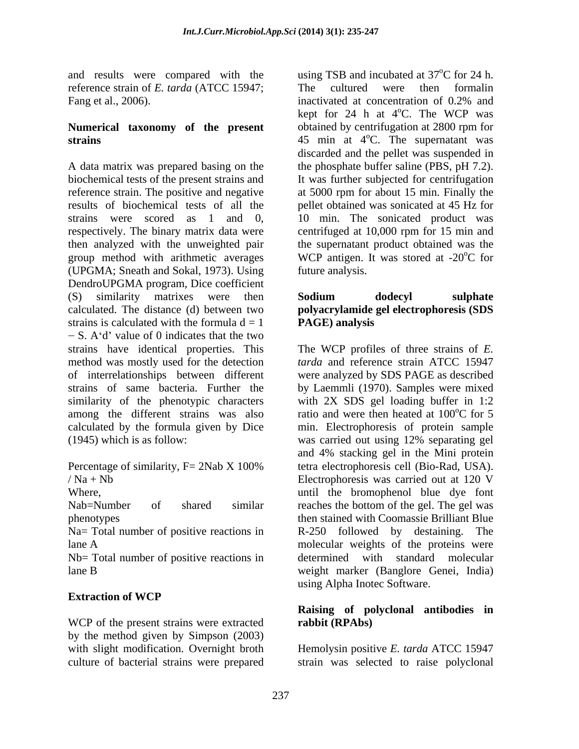and results were compared with the reference strain of *E. tarda* (ATCC 15947; Fang et al., 2006).

## Numerical taxonomy of the present strains

A data matrix was prepared basing on the biochemical tests of the present strains and reference strain. The positive and negative results of biochemical tests of all the strains were scored as 1 and 0, respectively. The binary matrix data were then analyzed with the unweighted pair group method with arithmetic averages (UPGMA; Sneath and Sokal, 1973). Using DendroUPGMA program, Dice coefficient (S) similarity matrixes were then calculated. The distance (d) between two strains is calculated with the formula $d = 1 - S$. A 'd' value of 0 indicates that the two strains have identical properties. This method was mostly used for the detection of interrelationships between different strains of same bacteria. Further the similarity of the phenotypic characters among the different strains was also calculated by the formula given by Dice (1945) which is as follow:

Percentage of similarity, $F = 2Nab \times 100\% / Na + Nb$

Where,

Nab=Number of shared similar phenotypes

Na= Total number of positive reactions in lane A

Nb= Total number of positive reactions in lane B

## Extraction of WCP

WCP of the present strains were extracted by the method given by Simpson (2003) with slight modification. Overnight broth culture of bacterial strains were prepared using TSB and incubated at 37$^{o}$C for 24 h. The cultured were then formalin inactivated at concentration of 0.2% and kept for 24 h at 4$^{o}$C. The WCP was obtained by centrifugation at 2800 rpm for 45 min at 4$^{o}$C. The supernatant was discarded and the pellet was suspended in the phosphate buffer saline (PBS, pH 7.2). It was further subjected for centrifugation at 5000 rpm for about 15 min. Finally the pellet obtained was sonicated at 45 Hz for 10 min. The sonicated product was centrifuged at 10,000 rpm for 15 min and the supernatant product obtained was the WCP antigen. It was stored at -20$^{o}$C for future analysis.

## Sodium dodecyl sulphate polyacrylamide gel electrophoresis (SDS PAGE) analysis

The WCP profiles of three strains of *E. tarda* and reference strain ATCC 15947 were analyzed by SDS PAGE as described by Laemmli (1970). Samples were mixed with 2X SDS gel loading buffer in 1:2 ratio and were then heated at 100$^{o}$C for 5 min. Electrophoresis of protein sample was carried out using 12% separating gel and 4% stacking gel in the Mini protein tetra electrophoresis cell (Bio-Rad, USA). Electrophoresis was carried out at 120 V until the bromophenol blue dye font reaches the bottom of the gel. The gel was then stained with Coomassie Brilliant Blue R-250 followed by destaining. The molecular weights of the proteins were determined with standard molecular weight marker (Banglore Genei, India) using Alpha Inotec Software.

## Raising of polyclonal antibodies in rabbit (RPAbs)

Hemolysin positive *E. tarda* ATCC 15947 strain was selected to raise polyclonal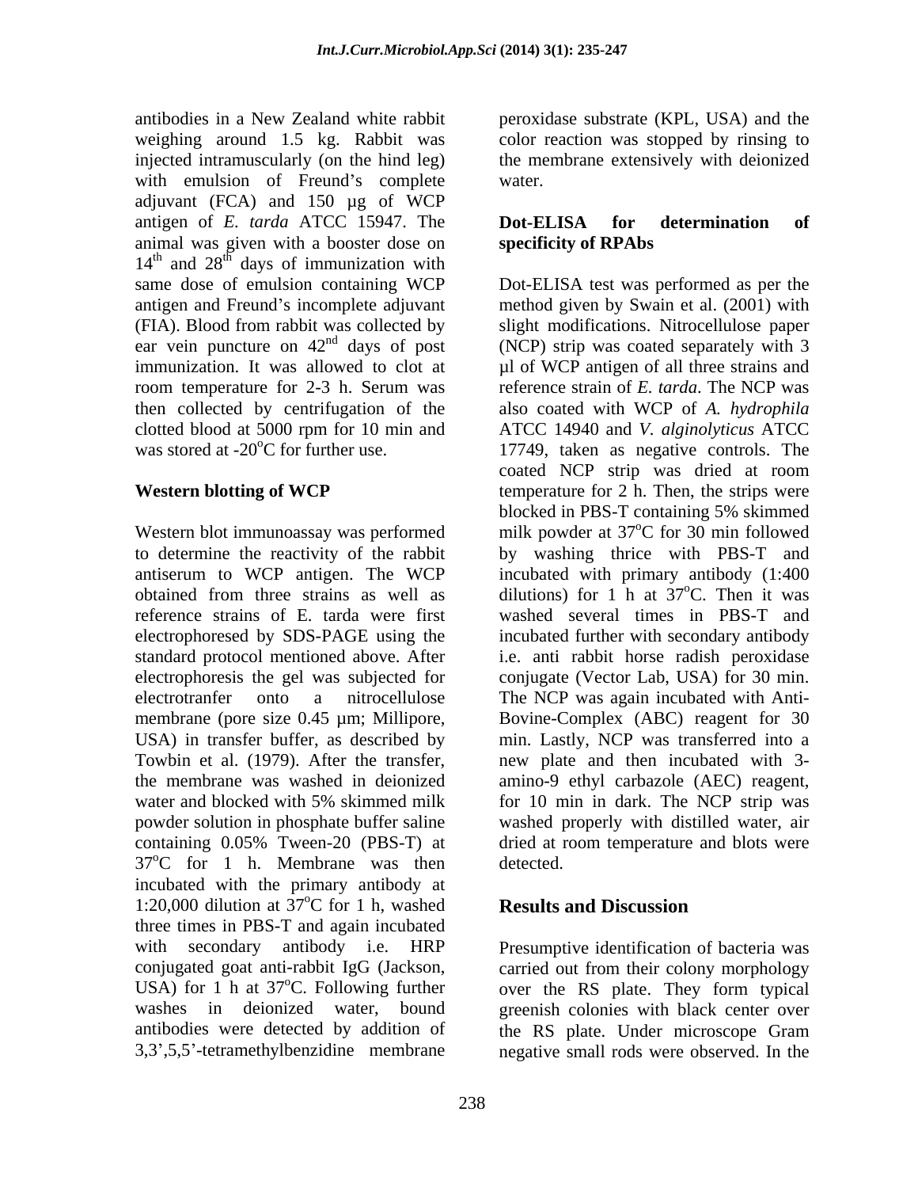antibodies in a New Zealand white rabbit weighing around 1.5 kg. Rabbit was injected intramuscularly (on the hind leg) with emulsion of Freund's complete adjuvant (FCA) and 150 µg of WCP antigen of *E. tarda* ATCC 15947. The animal was given with a booster dose on $14^{th}$ and $28^{th}$ days of immunization with same dose of emulsion containing WCP antigen and Freund's incomplete adjuvant (FIA). Blood from rabbit was collected by ear vein puncture on $42^{nd}$ days of post immunization. It was allowed to clot at room temperature for 2-3 h. Serum was then collected by centrifugation of the clotted blood at 5000 rpm for 10 min and was stored at -20$^{o}$C for further use.

**Western blotting of WCP**

Western blot immunoassay was performed to determine the reactivity of the rabbit antiserum to WCP antigen. The WCP obtained from three strains as well as reference strains of E. tarda were first electrophoresed by SDS-PAGE using the standard protocol mentioned above. After electrophoresis the gel was subjected for electrotranfer onto a nitrocellulose membrane (pore size 0.45 µm; Millipore, USA) in transfer buffer, as described by Towbin et al. (1979). After the transfer, the membrane was washed in deionized water and blocked with 5% skimmed milk powder solution in phosphate buffer saline containing 0.05% Tween-20 (PBS-T) at 37$^{o}$C for 1 h. Membrane was then incubated with the primary antibody at 1:20,000 dilution at 37$^{o}$C for 1 h, washed three times in PBS-T and again incubated with secondary antibody i.e. HRP conjugated goat anti-rabbit IgG (Jackson, USA) for 1 h at 37$^{o}$C. Following further washes in deionized water, bound antibodies were detected by addition of 3,3',5,5'-tetramethylbenzidine membrane peroxidase substrate (KPL, USA) and the color reaction was stopped by rinsing to the membrane extensively with deionized water.

**Dot-ELISA for determination of specificity of RPAbs**

Dot-ELISA test was performed as per the method given by Swain et al. (2001) with slight modifications. Nitrocellulose paper (NCP) strip was coated separately with 3 µl of WCP antigen of all three strains and reference strain of *E. tarda*. The NCP was also coated with WCP of *A. hydrophila* ATCC 14940 and *V. alginolyticus* ATCC 17749, taken as negative controls. The coated NCP strip was dried at room temperature for 2 h. Then, the strips were blocked in PBS-T containing 5% skimmed milk powder at 37$^{o}$C for 30 min followed by washing thrice with PBS-T and incubated with primary antibody (1:400 dilutions) for 1 h at 37$^{o}$C. Then it was washed several times in PBS-T and incubated further with secondary antibody i.e. anti rabbit horse radish peroxidase conjugate (Vector Lab, USA) for 30 min. The NCP was again incubated with Anti-Bovine-Complex (ABC) reagent for 30 min. Lastly, NCP was transferred into a new plate and then incubated with 3-amino-9 ethyl carbazole (AEC) reagent, for 10 min in dark. The NCP strip was washed properly with distilled water, air dried at room temperature and blots were detected.

## Results and Discussion

Presumptive identification of bacteria was carried out from their colony morphology over the RS plate. They form typical greenish colonies with black center over the RS plate. Under microscope Gram negative small rods were observed. In the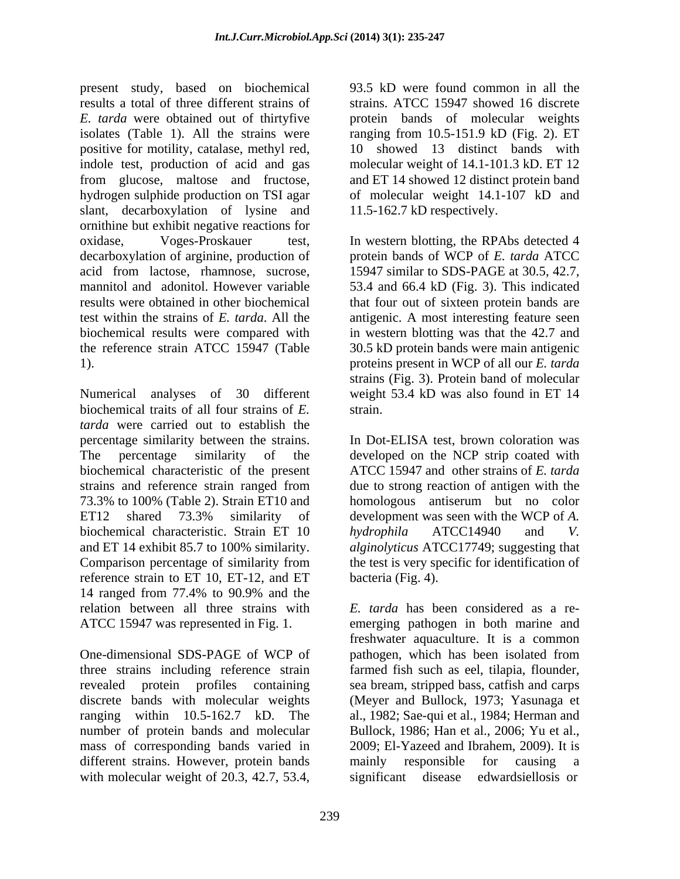present study, based on biochemical results a total of three different strains of *E. tarda* were obtained out of thirtyfive isolates (Table 1). All the strains were positive for motility, catalase, methyl red, indole test, production of acid and gas from glucose, maltose and fructose, hydrogen sulphide production on TSI agar slant, decarboxylation of lysine and ornithine but exhibit negative reactions for oxidase, Voges-Proskauer test, decarboxylation of arginine, production of acid from lactose, rhamnose, sucrose, mannitol and adonitol. However variable results were obtained in other biochemical test within the strains of *E. tarda*. All the biochemical results were compared with the reference strain ATCC 15947 (Table 1).

Numerical analyses of 30 different biochemical traits of all four strains of *E. tarda* were carried out to establish the percentage similarity between the strains. The percentage similarity of the biochemical characteristic of the present strains and reference strain ranged from 73.3% to 100% (Table 2). Strain ET10 and ET12 shared 73.3% similarity of biochemical characteristic. Strain ET 10 and ET 14 exhibit 85.7 to 100% similarity. Comparison percentage of similarity from reference strain to ET 10, ET-12, and ET 14 ranged from 77.4% to 90.9% and the relation between all three strains with ATCC 15947 was represented in Fig. 1.

One-dimensional SDS-PAGE of WCP of three strains including reference strain revealed protein profiles containing discrete bands with molecular weights ranging within 10.5-162.7 kD. The number of protein bands and molecular mass of corresponding bands varied in different strains. However, protein bands with molecular weight of 20.3, 42.7, 53.4, 93.5 kD were found common in all the strains. ATCC 15947 showed 16 discrete protein bands of molecular weights ranging from 10.5-151.9 kD (Fig. 2). ET 10 showed 13 distinct bands with molecular weight of 14.1-101.3 kD. ET 12 and ET 14 showed 12 distinct protein band of molecular weight 14.1-107 kD and 11.5-162.7 kD respectively.

In western blotting, the RPAbs detected 4 protein bands of WCP of *E. tarda* ATCC 15947 similar to SDS-PAGE at 30.5, 42.7, 53.4 and 66.4 kD (Fig. 3). This indicated that four out of sixteen protein bands are antigenic. A most interesting feature seen in western blotting was that the 42.7 and 30.5 kD protein bands were main antigenic proteins present in WCP of all our *E. tarda* strains (Fig. 3). Protein band of molecular weight 53.4 kD was also found in ET 14 strain.

In Dot-ELISA test, brown coloration was developed on the NCP strip coated with ATCC 15947 and other strains of *E. tarda* due to strong reaction of antigen with the homologous antiserum but no color development was seen with the WCP of *A. hydrophila* ATCC14940 and *V. alginolyticus* ATCC17749; suggesting that the test is very specific for identification of bacteria (Fig. 4).

*E. tarda* has been considered as a re-emerging pathogen in both marine and freshwater aquaculture. It is a common pathogen, which has been isolated from farmed fish such as eel, tilapia, flounder, sea bream, stripped bass, catfish and carps (Meyer and Bullock, 1973; Yasunaga et al., 1982; Sae-qui et al., 1984; Herman and Bullock, 1986; Han et al., 2006; Yu et al., 2009; El-Yazeed and Ibrahem, 2009). It is mainly responsible for causing a significant disease edwardsiellosis or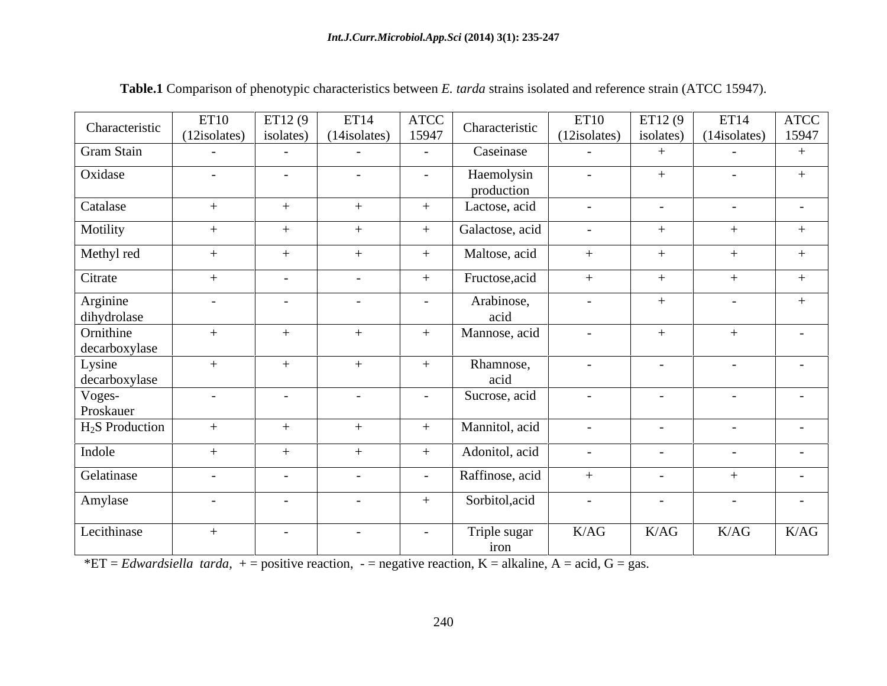**Table.1** Comparison of phenotypic characteristics between *E. tarda* strains isolated and reference strain (ATCC 15947).

| Characteristic | ET10 (12isolates) | ET12 (9 isolates) | ET14 (14isolates) | ATCC 15947 | Characteristic | ET10 (12isolates) | ET12 (9 isolates) | ET14 (14isolates) | ATCC 15947 |
|---|---|---|---|---|---|---|---|---|---|
| Gram Stain | - | - | - | - | Caseinase | - | + | - | + |
| Oxidase | - | - | - | - | Haemolysin production | - | + | - | + |
| Catalase | + | + | + | + | Lactose, acid | - | - | - | - |
| Motility | + | + | + | + | Galactose, acid | - | + | + | + |
| Methyl red | + | + | + | + | Maltose, acid | + | + | + | + |
| Citrate | + | - | - | + | Fructose,acid | + | + | + | + |
| Arginine dihydrolase | - | - | - | - | Arabinose, acid | - | + | - | + |
| Ornithine decarboxylase | + | + | + | + | Mannose, acid | - | + | + | - |
| Lysine decarboxylase | + | + | + | + | Rhamnose, acid | - | - | - | - |
| Voges-Proskauer | - | - | - | - | Sucrose, acid | - | - | - | - |
| $H_2S$ Production | + | + | + | + | Mannitol, acid | - | - | - | - |
| Indole | + | + | + | + | Adonitol, acid | - | - | - | - |
| Gelatinase | - | - | - | - | Raffinose, acid | + | - | + | - |
| Amylase | - | - | - | + | Sorbitol,acid | - | - | - | - |
| Lecithinase | + | - | - | - | Triple sugar iron | K/AG | K/AG | K/AG | K/AG |

*ET = *Edwardsiella tarda*, + = positive reaction, - = negative reaction, K = alkaline, A = acid, G = gas.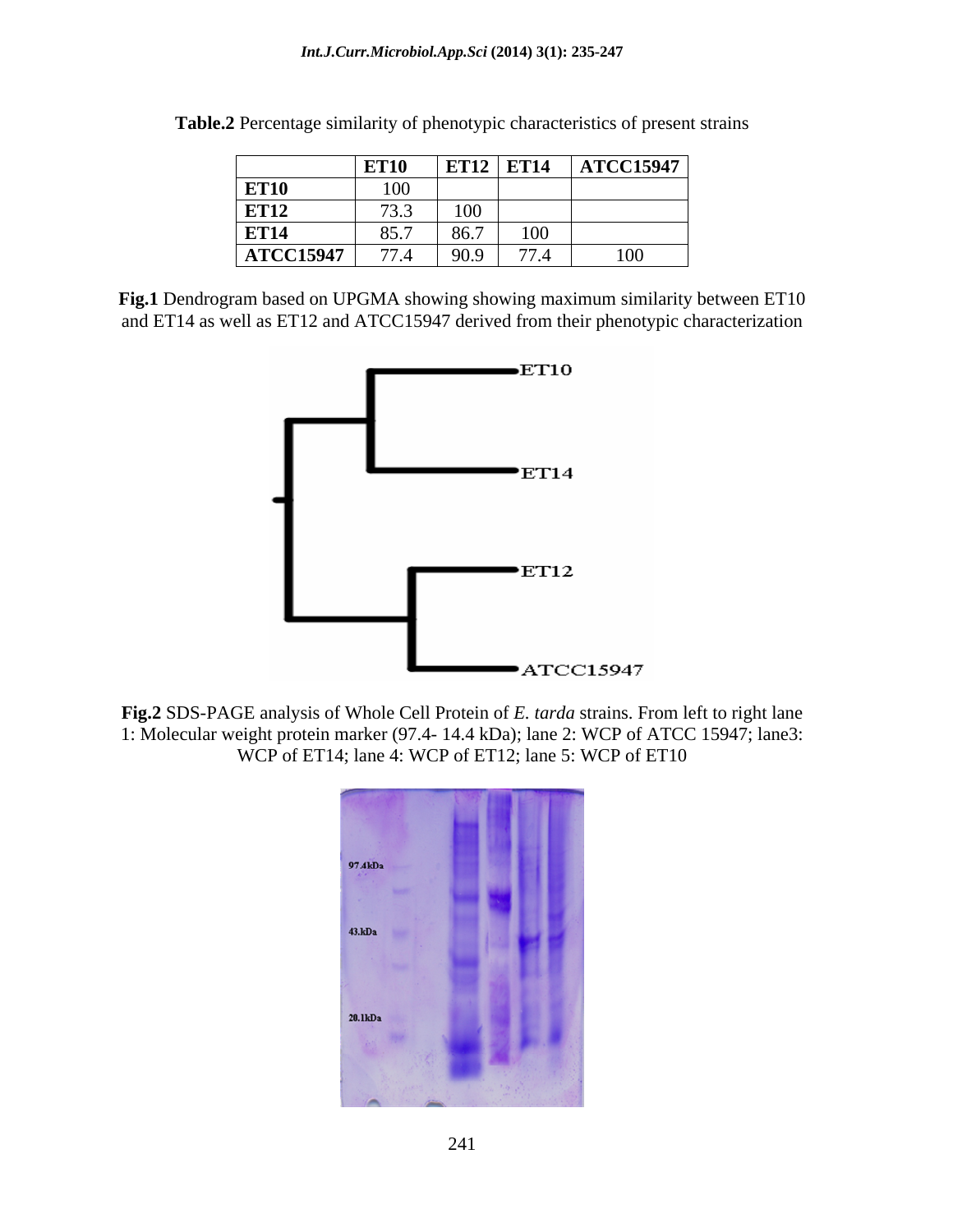**Table.2** Percentage similarity of phenotypic characteristics of present strains

| | ET10 | ET12 | ET14 | ATCC15947 |
|---|---|---|---|---|
| **ET10** | 100 | | | |
| **ET12** | 73.3 | 100 | | |
| **ET14** | 85.7 | 86.7 | 100 | |
| **ATCC15947** | 77.4 | 90.9 | 77.4 | 100 |

**Fig.1** Dendrogram based on UPGMA showing showing maximum similarity between ET10 and ET14 as well as ET12 and ATCC15947 derived from their phenotypic characterization

ET10
ET14
ET12
ATCC15947

**Fig.2** SDS-PAGE analysis of Whole Cell Protein of *E. tarda* strains. From left to right lane 1: Molecular weight protein marker (97.4- 14.4 kDa); lane 2: WCP of ATCC 15947; lane3: WCP of ET14; lane 4: WCP of ET12; lane 5: WCP of ET10

97.4kDa
43.kDa
20.1kDa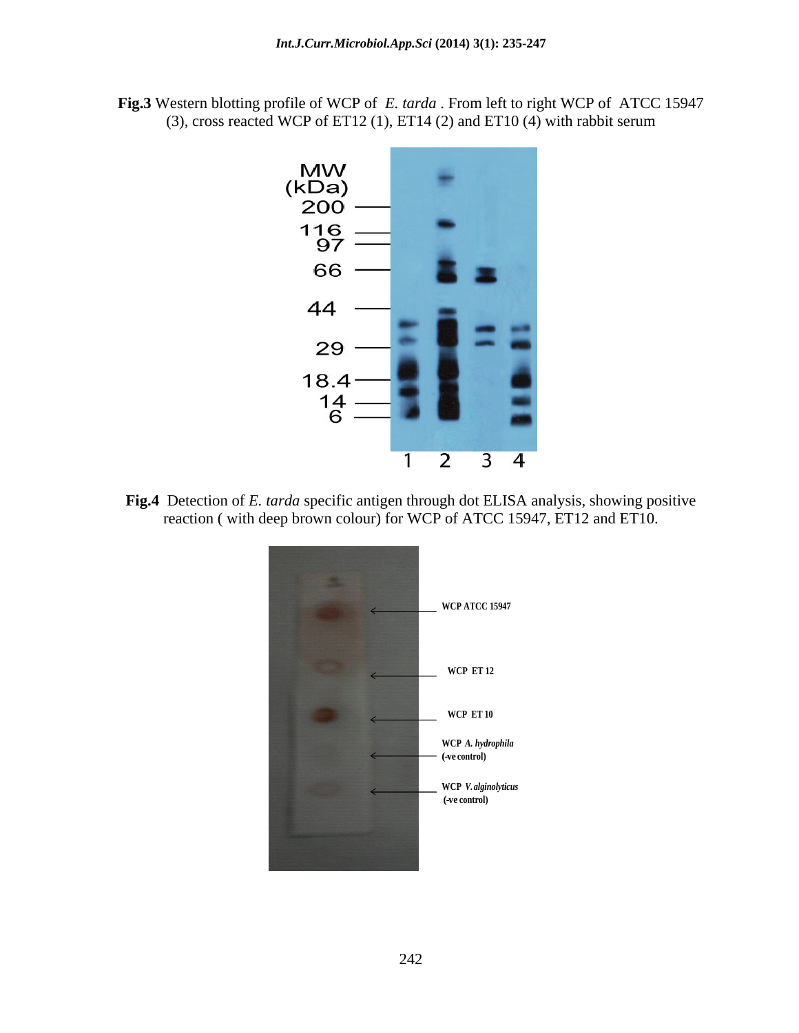**Fig.3** Western blotting profile of WCP of *E. tarda* . From left to right WCP of ATCC 15947 (3), cross reacted WCP of ET12 (1), ET14 (2) and ET10 (4) with rabbit serum

MW (kDa)
200
116
97
66
44
29
18.4
14
6
1 2 3 4

**Fig.4** Detection of *E. tarda* specific antigen through dot ELISA analysis, showing positive reaction ( with deep brown colour) for WCP of ATCC 15947, ET12 and ET10.

WCP ATCC 15947
WCP ET 12
WCP ET 10
WCP *A. hydrophila* (-ve control)
WCP *V. alginolyticus* (-ve control)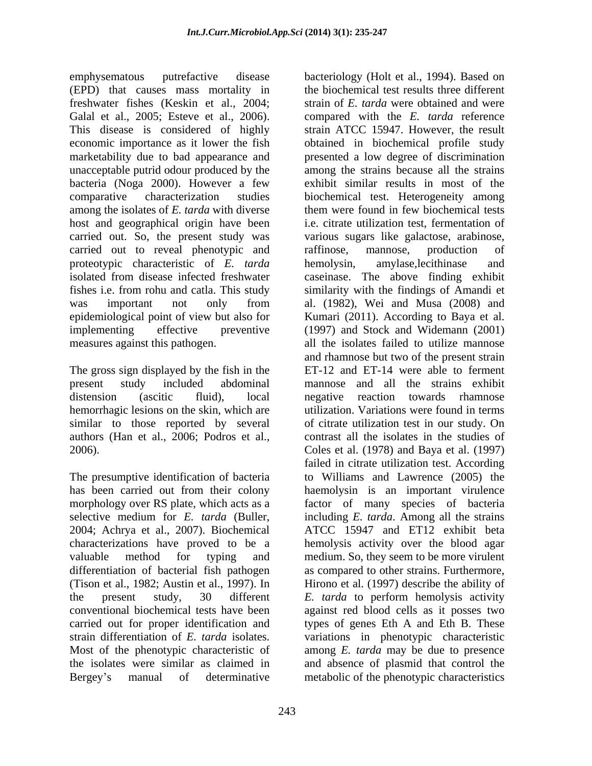emphysematous putrefactive disease (EPD) that causes mass mortality in freshwater fishes (Keskin et al., 2004; Galal et al., 2005; Esteve et al., 2006). This disease is considered of highly economic importance as it lower the fish marketability due to bad appearance and unacceptable putrid odour produced by the bacteria (Noga 2000). However a few comparative characterization studies among the isolates of *E. tarda* with diverse host and geographical origin have been carried out. So, the present study was carried out to reveal phenotypic and proteotypic characteristic of *E. tarda* isolated from disease infected freshwater fishes i.e. from rohu and catla. This study was important not only from epidemiological point of view but also for implementing effective preventive measures against this pathogen.

The gross sign displayed by the fish in the present study included abdominal distension (ascitic fluid), local hemorrhagic lesions on the skin, which are similar to those reported by several authors (Han et al., 2006; Podros et al., 2006).

The presumptive identification of bacteria has been carried out from their colony morphology over RS plate, which acts as a selective medium for *E. tarda* (Buller, 2004; Achrya et al., 2007). Biochemical characterizations have proved to be a valuable method for typing and differentiation of bacterial fish pathogen (Tison et al., 1982; Austin et al., 1997). In the present study, 30 different conventional biochemical tests have been carried out for proper identification and strain differentiation of *E. tarda* isolates. Most of the phenotypic characteristic of the isolates were similar as claimed in Bergey's manual of determinative bacteriology (Holt et al., 1994). Based on the biochemical test results three different strain of *E. tarda* were obtained and were compared with the *E. tarda* reference strain ATCC 15947. However, the result obtained in biochemical profile study presented a low degree of discrimination among the strains because all the strains exhibit similar results in most of the biochemical test. Heterogeneity among them were found in few biochemical tests i.e. citrate utilization test, fermentation of various sugars like galactose, arabinose, raffinose, mannose, production of hemolysin, amylase,lecithinase and caseinase. The above finding exhibit similarity with the findings of Amandi et al. (1982), Wei and Musa (2008) and Kumari (2011). According to Baya et al. (1997) and Stock and Widemann (2001) all the isolates failed to utilize mannose and rhamnose but two of the present strain ET-12 and ET-14 were able to ferment mannose and all the strains exhibit negative reaction towards rhamnose utilization. Variations were found in terms of citrate utilization test in our study. On contrast all the isolates in the studies of Coles et al. (1978) and Baya et al. (1997) failed in citrate utilization test. According to Williams and Lawrence (2005) the haemolysin is an important virulence factor of many species of bacteria including *E. tarda*. Among all the strains ATCC 15947 and ET12 exhibit beta hemolysis activity over the blood agar medium. So, they seem to be more virulent as compared to other strains. Furthermore, Hirono et al. (1997) describe the ability of *E. tarda* to perform hemolysis activity against red blood cells as it posses two types of genes Eth A and Eth B. These variations in phenotypic characteristic among *E. tarda* may be due to presence and absence of plasmid that control the metabolic of the phenotypic characteristics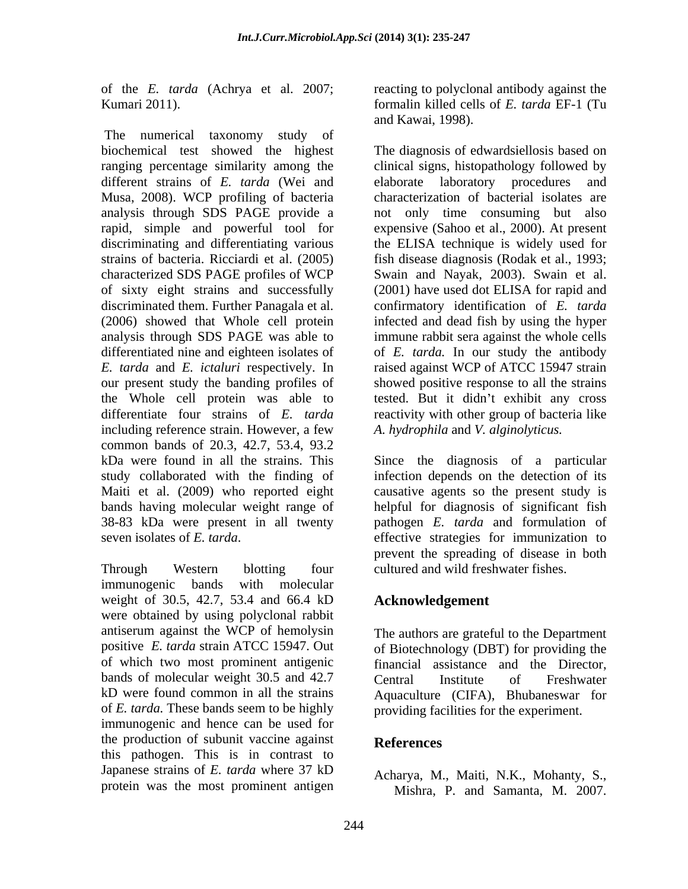of the *E. tarda* (Achrya et al. 2007; Kumari 2011).

The numerical taxonomy study of biochemical test showed the highest ranging percentage similarity among the different strains of *E. tarda* (Wei and Musa, 2008). WCP profiling of bacteria analysis through SDS PAGE provide a rapid, simple and powerful tool for discriminating and differentiating various strains of bacteria. Ricciardi et al. (2005) characterized SDS PAGE profiles of WCP of sixty eight strains and successfully discriminated them. Further Panagala et al. (2006) showed that Whole cell protein analysis through SDS PAGE was able to differentiated nine and eighteen isolates of *E. tarda* and *E. ictaluri* respectively. In our present study the banding profiles of the Whole cell protein was able to differentiate four strains of *E. tarda* including reference strain. However, a few common bands of 20.3, 42.7, 53.4, 93.2 kDa were found in all the strains. This study collaborated with the finding of Maiti et al. (2009) who reported eight bands having molecular weight range of 38-83 kDa were present in all twenty seven isolates of *E. tarda*.

Through Western blotting four immunogenic bands with molecular weight of 30.5, 42.7, 53.4 and 66.4 kD were obtained by using polyclonal rabbit antiserum against the WCP of hemolysin positive *E. tarda* strain ATCC 15947. Out of which two most prominent antigenic bands of molecular weight 30.5 and 42.7 kD were found common in all the strains of *E. tarda.* These bands seem to be highly immunogenic and hence can be used for the production of subunit vaccine against this pathogen. This is in contrast to Japanese strains of *E. tarda* where 37 kD protein was the most prominent antigen reacting to polyclonal antibody against the formalin killed cells of *E. tarda* EF-1 (Tu and Kawai, 1998).

The diagnosis of edwardsiellosis based on clinical signs, histopathology followed by elaborate laboratory procedures and characterization of bacterial isolates are not only time consuming but also expensive (Sahoo et al., 2000). At present the ELISA technique is widely used for fish disease diagnosis (Rodak et al., 1993; Swain and Nayak, 2003). Swain et al. (2001) have used dot ELISA for rapid and confirmatory identification of *E. tarda* infected and dead fish by using the hyper immune rabbit sera against the whole cells of *E. tarda.* In our study the antibody raised against WCP of ATCC 15947 strain showed positive response to all the strains tested. But it didn't exhibit any cross reactivity with other group of bacteria like *A. hydrophila* and *V. alginolyticus.*

Since the diagnosis of a particular infection depends on the detection of its causative agents so the present study is helpful for diagnosis of significant fish pathogen *E. tarda* and formulation of effective strategies for immunization to prevent the spreading of disease in both cultured and wild freshwater fishes.

## Acknowledgement

The authors are grateful to the Department of Biotechnology (DBT) for providing the financial assistance and the Director, Central Institute of Freshwater Aquaculture (CIFA), Bhubaneswar for providing facilities for the experiment.

## References

Acharya, M., Maiti, N.K., Mohanty, S., Mishra, P. and Samanta, M. 2007.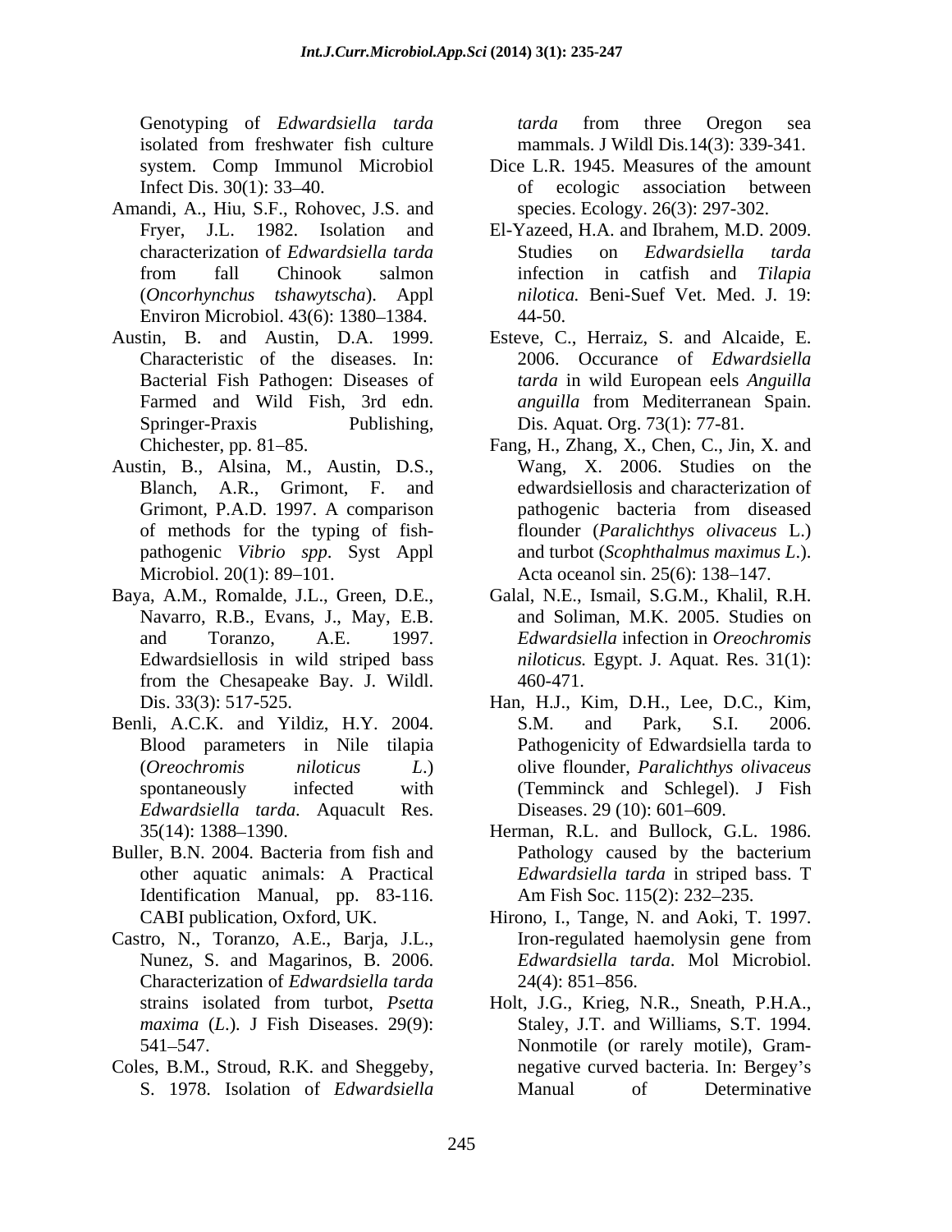Genotyping of *Edwardsiella tarda* isolated from freshwater fish culture system. Comp Immunol Microbiol Infect Dis. 30(1): 33–40.

Amandi, A., Hiu, S.F., Rohovec, J.S. and Fryer, J.L. 1982. Isolation and characterization of *Edwardsiella tarda* from fall Chinook salmon (*Oncorhynchus tshawytscha*). Appl Environ Microbiol. 43(6): 1380–1384.

Austin, B. and Austin, D.A. 1999. Characteristic of the diseases. In: Bacterial Fish Pathogen: Diseases of Farmed and Wild Fish, 3rd edn. Springer-Praxis Publishing, Chichester, pp. 81–85.

Austin, B., Alsina, M., Austin, D.S., Blanch, A.R., Grimont, F. and Grimont, P.A.D. 1997. A comparison of methods for the typing of fish-pathogenic *Vibrio spp*. Syst Appl Microbiol. 20(1): 89–101.

Baya, A.M., Romalde, J.L., Green, D.E., Navarro, R.B., Evans, J., May, E.B. and Toranzo, A.E. 1997. Edwardsiellosis in wild striped bass from the Chesapeake Bay. J. Wildl. Dis. 33(3): 517-525.

Benli, A.C.K. and Yildiz, H.Y. 2004. Blood parameters in Nile tilapia (*Oreochromis niloticus L*.) spontaneously infected with *Edwardsiella tarda.* Aquacult Res. 35(14): 1388–1390.

Buller, B.N. 2004. Bacteria from fish and other aquatic animals: A Practical Identification Manual, pp. 83-116. CABI publication, Oxford, UK.

Castro, N., Toranzo, A.E., Barja, J.L., Nunez, S. and Magarinos, B. 2006. Characterization of *Edwardsiella tarda* strains isolated from turbot, *Psetta maxima* (*L*.). J Fish Diseases. 29(9): 541–547.

Coles, B.M., Stroud, R.K. and Sheggeby, S. 1978. Isolation of *Edwardsiella tarda* from three Oregon sea mammals. J Wildl Dis.14(3): 339-341.

Dice L.R. 1945. Measures of the amount of ecologic association between species. Ecology. 26(3): 297-302.

El-Yazeed, H.A. and Ibrahem, M.D. 2009. Studies on *Edwardsiella tarda* infection in catfish and *Tilapia nilotica.* Beni-Suef Vet. Med. J. 19: 44-50.

Esteve, C., Herraiz, S. and Alcaide, E. 2006. Occurance of *Edwardsiella tarda* in wild European eels *Anguilla anguilla* from Mediterranean Spain. Dis. Aquat. Org. 73(1): 77-81.

Fang, H., Zhang, X., Chen, C., Jin, X. and Wang, X. 2006. Studies on the edwardsiellosis and characterization of pathogenic bacteria from diseased flounder (*Paralichthys olivaceus* L.) and turbot (*Scophthalmus maximus L*.). Acta oceanol sin. 25(6): 138–147.

Galal, N.E., Ismail, S.G.M., Khalil, R.H. and Soliman, M.K. 2005. Studies on *Edwardsiella* infection in *Oreochromis niloticus.* Egypt. J. Aquat. Res. 31(1): 460-471.

Han, H.J., Kim, D.H., Lee, D.C., Kim, S.M. and Park, S.I. 2006. Pathogenicity of Edwardsiella tarda to olive flounder, *Paralichthys olivaceus* (Temminck and Schlegel). J Fish Diseases. 29 (10): 601–609.

Herman, R.L. and Bullock, G.L. 1986. Pathology caused by the bacterium *Edwardsiella tarda* in striped bass. T Am Fish Soc. 115(2): 232–235.

Hirono, I., Tange, N. and Aoki, T. 1997. Iron-regulated haemolysin gene from *Edwardsiella tarda*. Mol Microbiol. 24(4): 851–856.

Holt, J.G., Krieg, N.R., Sneath, P.H.A., Staley, J.T. and Williams, S.T. 1994. Nonmotile (or rarely motile), Gram-negative curved bacteria. In: Bergey's Manual of Determinative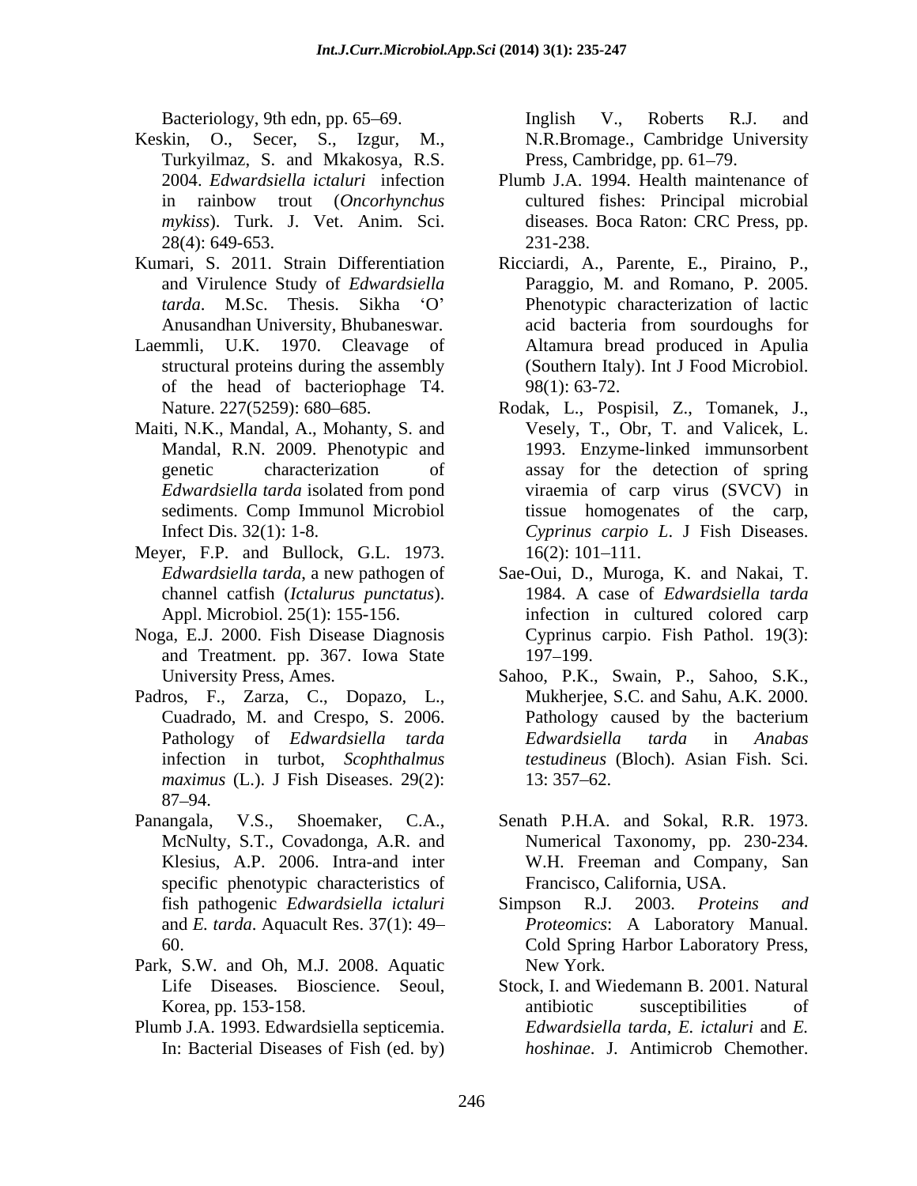Bacteriology, 9th edn, pp. 65–69.

Keskin, O., Secer, S., Izgur, M., Turkyilmaz, S. and Mkakosya, R.S. 2004. *Edwardsiella ictaluri* infection in rainbow trout (*Oncorhynchus mykiss*). Turk. J. Vet. Anim. Sci. 28(4): 649-653.

Kumari, S. 2011. Strain Differentiation and Virulence Study of *Edwardsiella tarda*. M.Sc. Thesis. Sikha 'O' Anusandhan University, Bhubaneswar.

Laemmli, U.K. 1970. Cleavage of structural proteins during the assembly of the head of bacteriophage T4. Nature. 227(5259): 680–685.

Maiti, N.K., Mandal, A., Mohanty, S. and Mandal, R.N. 2009. Phenotypic and genetic characterization of *Edwardsiella tarda* isolated from pond sediments. Comp Immunol Microbiol Infect Dis. 32(1): 1-8.

Meyer, F.P. and Bullock, G.L. 1973. *Edwardsiella tarda*, a new pathogen of channel catfish (*Ictalurus punctatus*). Appl. Microbiol. 25(1): 155-156.

Noga, E.J. 2000. Fish Disease Diagnosis and Treatment. pp. 367. Iowa State University Press, Ames.

Padros, F., Zarza, C., Dopazo, L., Cuadrado, M. and Crespo, S. 2006. Pathology of *Edwardsiella tarda* infection in turbot, *Scophthalmus maximus* (L.). J Fish Diseases. 29(2): 87–94.

Panangala, V.S., Shoemaker, C.A., McNulty, S.T., Covadonga, A.R. and Klesius, A.P. 2006. Intra-and inter specific phenotypic characteristics of fish pathogenic *Edwardsiella ictaluri* and *E. tarda*. Aquacult Res. 37(1): 49–60.

Park, S.W. and Oh, M.J. 2008. Aquatic Life Diseases. Bioscience. Seoul, Korea, pp. 153-158.

Plumb J.A. 1993. Edwardsiella septicemia. In: Bacterial Diseases of Fish (ed. by) Inglish V., Roberts R.J. and N.R.Bromage., Cambridge University Press, Cambridge, pp. 61–79.

Plumb J.A. 1994. Health maintenance of cultured fishes: Principal microbial diseases. Boca Raton: CRC Press, pp. 231-238.

Ricciardi, A., Parente, E., Piraino, P., Paraggio, M. and Romano, P. 2005. Phenotypic characterization of lactic acid bacteria from sourdoughs for Altamura bread produced in Apulia (Southern Italy). Int J Food Microbiol. 98(1): 63-72.

Rodak, L., Pospisil, Z., Tomanek, J., Vesely, T., Obr, T. and Valicek, L. 1993. Enzyme-linked immunsorbent assay for the detection of spring viraemia of carp virus (SVCV) in tissue homogenates of the carp, *Cyprinus carpio L*. J Fish Diseases. 16(2): 101–111.

Sae-Oui, D., Muroga, K. and Nakai, T. 1984. A case of *Edwardsiella tarda* infection in cultured colored carp Cyprinus carpio. Fish Pathol. 19(3): 197–199.

Sahoo, P.K., Swain, P., Sahoo, S.K., Mukherjee, S.C. and Sahu, A.K. 2000. Pathology caused by the bacterium *Edwardsiella tarda* in *Anabas testudineus* (Bloch). Asian Fish. Sci. 13: 357–62.

Senath P.H.A. and Sokal, R.R. 1973. Numerical Taxonomy, pp. 230-234. W.H. Freeman and Company, San Francisco, California, USA.

Simpson R.J. 2003. *Proteins and Proteomics*: A Laboratory Manual. Cold Spring Harbor Laboratory Press, New York.

Stock, I. and Wiedemann B. 2001. Natural antibiotic susceptibilities of *Edwardsiella tarda, E. ictaluri* and *E. hoshinae*. J. Antimicrob Chemother.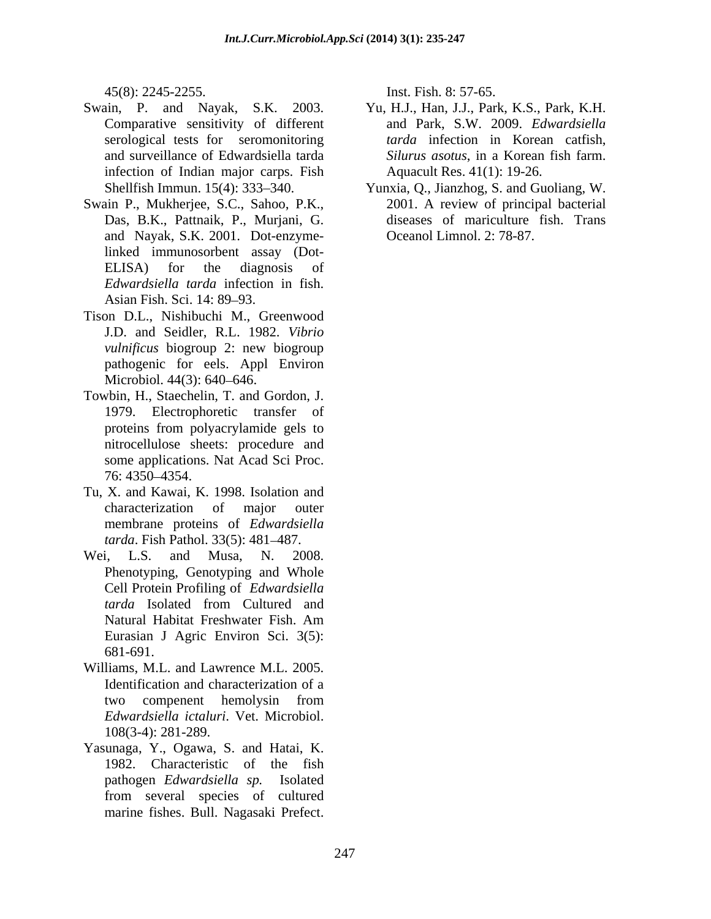45(8): 2245-2255.

Swain, P. and Nayak, S.K. 2003. Comparative sensitivity of different serological tests for seromonitoring and surveillance of Edwardsiella tarda infection of Indian major carps. Fish Shellfish Immun. 15(4): 333–340.

Swain P., Mukherjee, S.C., Sahoo, P.K., Das, B.K., Pattnaik, P., Murjani, G. and Nayak, S.K. 2001. Dot-enzyme-linked immunosorbent assay (Dot-ELISA) for the diagnosis of *Edwardsiella tarda* infection in fish. Asian Fish. Sci. 14: 89–93.

Tison D.L., Nishibuchi M., Greenwood J.D. and Seidler, R.L. 1982. *Vibrio vulnificus* biogroup 2: new biogroup pathogenic for eels. Appl Environ Microbiol. 44(3): 640–646.

Towbin, H., Staechelin, T. and Gordon, J. 1979. Electrophoretic transfer of proteins from polyacrylamide gels to nitrocellulose sheets: procedure and some applications. Nat Acad Sci Proc. 76: 4350–4354.

Tu, X. and Kawai, K. 1998. Isolation and characterization of major outer membrane proteins of *Edwardsiella tarda*. Fish Pathol. 33(5): 481–487.

Wei, L.S. and Musa, N. 2008. Phenotyping, Genotyping and Whole Cell Protein Profiling of *Edwardsiella tarda* Isolated from Cultured and Natural Habitat Freshwater Fish. Am Eurasian J Agric Environ Sci. 3(5): 681-691.

Williams, M.L. and Lawrence M.L. 2005. Identification and characterization of a two compenent hemolysin from *Edwardsiella ictaluri*. Vet. Microbiol. 108(3-4): 281-289.

Yasunaga, Y., Ogawa, S. and Hatai, K. 1982. Characteristic of the fish pathogen *Edwardsiella sp.* Isolated from several species of cultured marine fishes. Bull. Nagasaki Prefect. Inst. Fish. 8: 57-65.

Yu, H.J., Han, J.J., Park, K.S., Park, K.H. and Park, S.W. 2009. *Edwardsiella tarda* infection in Korean catfish, *Silurus asotus*, in a Korean fish farm. Aquacult Res. 41(1): 19-26.

Yunxia, Q., Jianzhog, S. and Guoliang, W. 2001. A review of principal bacterial diseases of mariculture fish. Trans Oceanol Limnol. 2: 78-87.